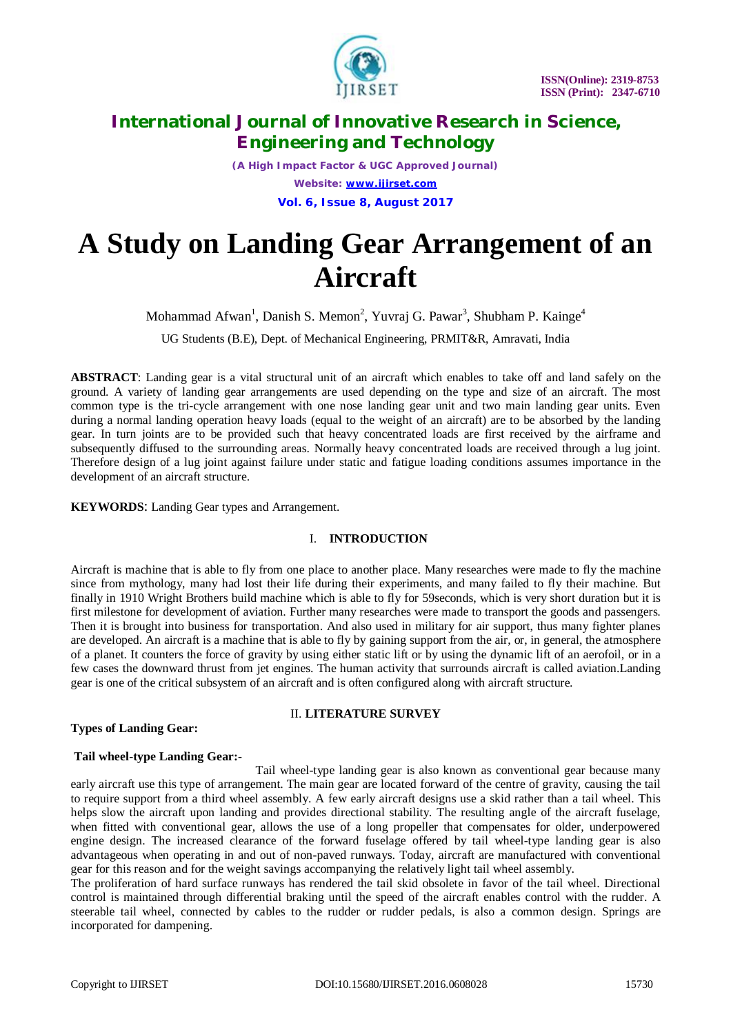# A Study on Landing Gear Arrangement of an Aircraft

Mohammad Afwan[1], Danish S. Memon[2], Yuvraj G. Pawar[3], Shubham P. Kainge[4]

UG Students (B.E), Dept. of Mechanical Engineering, PRMIT&R, Amravati, India

**ABSTRACT**: Landing gear is a vital structural unit of an aircraft which enables to take off and land safely on the ground. A variety of landing gear arrangements are used depending on the type and size of an aircraft. The most common type is the tri-cycle arrangement with one nose landing gear unit and two main landing gear units. Even during a normal landing operation heavy loads (equal to the weight of an aircraft) are to be absorbed by the landing gear. In turn joints are to be provided such that heavy concentrated loads are first received by the airframe and subsequently diffused to the surrounding areas. Normally heavy concentrated loads are received through a lug joint. Therefore design of a lug joint against failure under static and fatigue loading conditions assumes importance in the development of an aircraft structure.

**KEYWORDS**: Landing Gear types and Arrangement.

## I. INTRODUCTION

Aircraft is machine that is able to fly from one place to another place. Many researches were made to fly the machine since from mythology, many had lost their life during their experiments, and many failed to fly their machine. But finally in 1910 Wright Brothers build machine which is able to fly for 59seconds, which is very short duration but it is first milestone for development of aviation. Further many researches were made to transport the goods and passengers. Then it is brought into business for transportation. And also used in military for air support, thus many fighter planes are developed. An aircraft is a machine that is able to fly by gaining support from the air, or, in general, the atmosphere of a planet. It counters the force of gravity by using either static lift or by using the dynamic lift of an aerofoil, or in a few cases the downward thrust from jet engines. The human activity that surrounds aircraft is called aviation.Landing gear is one of the critical subsystem of an aircraft and is often configured along with aircraft structure.

## II. LITERATURE SURVEY

### Types of Landing Gear:

#### Tail wheel-type Landing Gear:-

Tail wheel-type landing gear is also known as conventional gear because many early aircraft use this type of arrangement. The main gear are located forward of the centre of gravity, causing the tail to require support from a third wheel assembly. A few early aircraft designs use a skid rather than a tail wheel. This helps slow the aircraft upon landing and provides directional stability. The resulting angle of the aircraft fuselage, when fitted with conventional gear, allows the use of a long propeller that compensates for older, underpowered engine design. The increased clearance of the forward fuselage offered by tail wheel-type landing gear is also advantageous when operating in and out of non-paved runways. Today, aircraft are manufactured with conventional gear for this reason and for the weight savings accompanying the relatively light tail wheel assembly.

The proliferation of hard surface runways has rendered the tail skid obsolete in favor of the tail wheel. Directional control is maintained through differential braking until the speed of the aircraft enables control with the rudder. A steerable tail wheel, connected by cables to the rudder or rudder pedals, is also a common design. Springs are incorporated for dampening.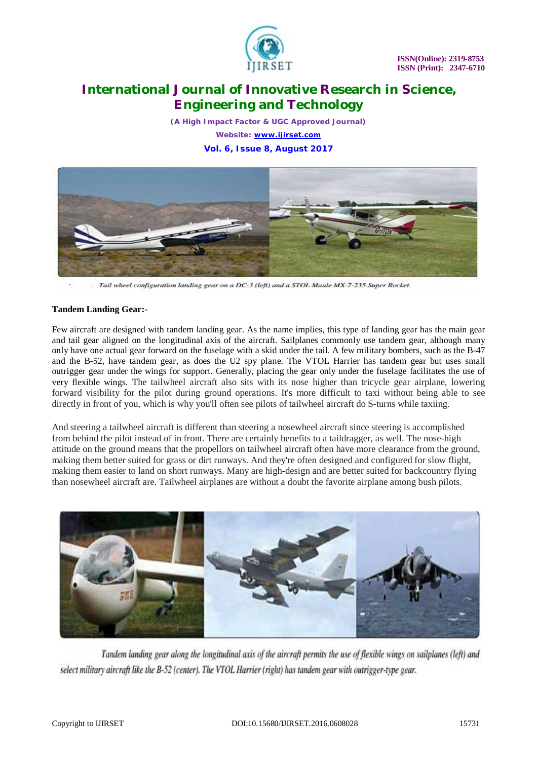Tail wheel configuration landing gear on a DC-3 (left) and a STOL Maule MX-7-235 Super Rocket.

**Tandem Landing Gear:-**

Few aircraft are designed with tandem landing gear. As the name implies, this type of landing gear has the main gear and tail gear aligned on the longitudinal axis of the aircraft. Sailplanes commonly use tandem gear, although many only have one actual gear forward on the fuselage with a skid under the tail. A few military bombers, such as the B-47 and the B-52, have tandem gear, as does the U2 spy plane. The VTOL Harrier has tandem gear but uses small outrigger gear under the wings for support. Generally, placing the gear only under the fuselage facilitates the use of very flexible wings. The tailwheel aircraft also sits with its nose higher than tricycle gear airplane, lowering forward visibility for the pilot during ground operations. It's more difficult to taxi without being able to see directly in front of you, which is why you'll often see pilots of tailwheel aircraft do S-turns while taxiing.

And steering a tailwheel aircraft is different than steering a nosewheel aircraft since steering is accomplished from behind the pilot instead of in front. There are certainly benefits to a taildragger, as well. The nose-high attitude on the ground means that the propellors on tailwheel aircraft often have more clearance from the ground, making them better suited for grass or dirt runways. And they're often designed and configured for slow flight, making them easier to land on short runways. Many are high-design and are better suited for backcountry flying than nosewheel aircraft are. Tailwheel airplanes are without a doubt the favorite airplane among bush pilots.

Tandem landing gear along the longitudinal axis of the aircraft permits the use of flexible wings on sailplanes (left) and select military aircraft like the B-52 (center). The VTOL Harrier (right) has tandem gear with outrigger-type gear.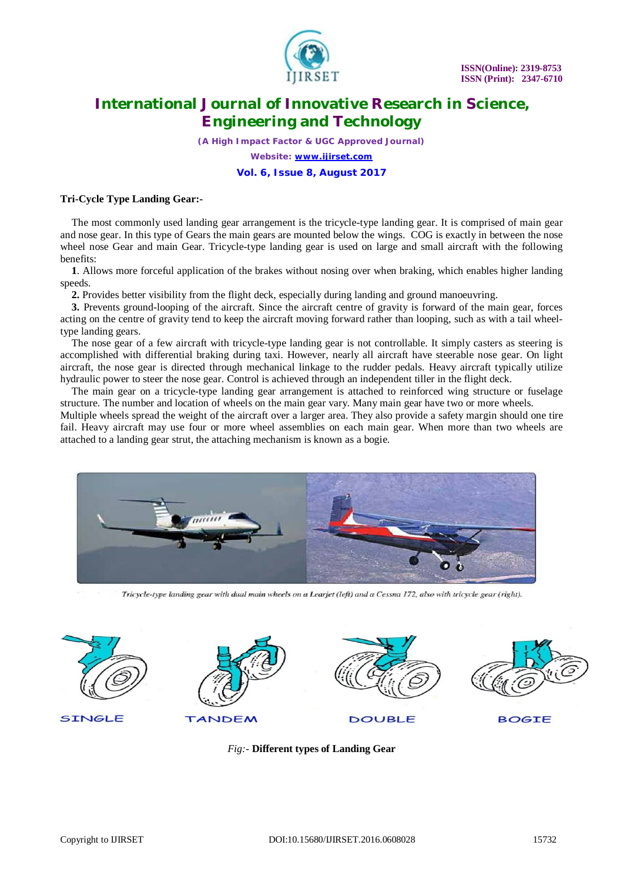**Tri-Cycle Type Landing Gear:-**

The most commonly used landing gear arrangement is the tricycle-type landing gear. It is comprised of main gear and nose gear. In this type of Gears the main gears are mounted below the wings. COG is exactly in between the nose wheel nose Gear and main Gear. Tricycle-type landing gear is used on large and small aircraft with the following benefits:

**1**. Allows more forceful application of the brakes without nosing over when braking, which enables higher landing speeds.

**2.** Provides better visibility from the flight deck, especially during landing and ground manoeuvring.

**3.** Prevents ground-looping of the aircraft. Since the aircraft centre of gravity is forward of the main gear, forces acting on the centre of gravity tend to keep the aircraft moving forward rather than looping, such as with a tail wheel-type landing gears.

The nose gear of a few aircraft with tricycle-type landing gear is not controllable. It simply casters as steering is accomplished with differential braking during taxi. However, nearly all aircraft have steerable nose gear. On light aircraft, the nose gear is directed through mechanical linkage to the rudder pedals. Heavy aircraft typically utilize hydraulic power to steer the nose gear. Control is achieved through an independent tiller in the flight deck.

The main gear on a tricycle-type landing gear arrangement is attached to reinforced wing structure or fuselage structure. The number and location of wheels on the main gear vary. Many main gear have two or more wheels. Multiple wheels spread the weight of the aircraft over a larger area. They also provide a safety margin should one tire fail. Heavy aircraft may use four or more wheel assemblies on each main gear. When more than two wheels are attached to a landing gear strut, the attaching mechanism is known as a bogie.

*Tricycle-type landing gear with dual main wheels on a Learjet (left) and a Cessna 172, also with tricycle gear (right).*

SINGLE TANDEM DOUBLE BOGIE

*Fig:-* **Different types of Landing Gear**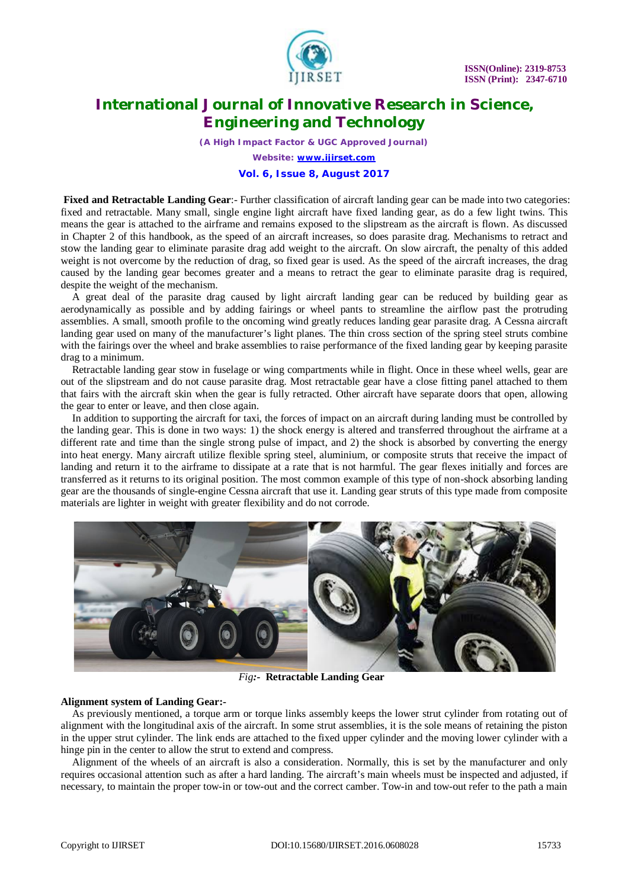**Fixed and Retractable Landing Gear**:- Further classification of aircraft landing gear can be made into two categories: fixed and retractable. Many small, single engine light aircraft have fixed landing gear, as do a few light twins. This means the gear is attached to the airframe and remains exposed to the slipstream as the aircraft is flown. As discussed in Chapter 2 of this handbook, as the speed of an aircraft increases, so does parasite drag. Mechanisms to retract and stow the landing gear to eliminate parasite drag add weight to the aircraft. On slow aircraft, the penalty of this added weight is not overcome by the reduction of drag, so fixed gear is used. As the speed of the aircraft increases, the drag caused by the landing gear becomes greater and a means to retract the gear to eliminate parasite drag is required, despite the weight of the mechanism.

A great deal of the parasite drag caused by light aircraft landing gear can be reduced by building gear as aerodynamically as possible and by adding fairings or wheel pants to streamline the airflow past the protruding assemblies. A small, smooth profile to the oncoming wind greatly reduces landing gear parasite drag. A Cessna aircraft landing gear used on many of the manufacturer's light planes. The thin cross section of the spring steel struts combine with the fairings over the wheel and brake assemblies to raise performance of the fixed landing gear by keeping parasite drag to a minimum.

Retractable landing gear stow in fuselage or wing compartments while in flight. Once in these wheel wells, gear are out of the slipstream and do not cause parasite drag. Most retractable gear have a close fitting panel attached to them that fairs with the aircraft skin when the gear is fully retracted. Other aircraft have separate doors that open, allowing the gear to enter or leave, and then close again.

In addition to supporting the aircraft for taxi, the forces of impact on an aircraft during landing must be controlled by the landing gear. This is done in two ways: 1) the shock energy is altered and transferred throughout the airframe at a different rate and time than the single strong pulse of impact, and 2) the shock is absorbed by converting the energy into heat energy. Many aircraft utilize flexible spring steel, aluminium, or composite struts that receive the impact of landing and return it to the airframe to dissipate at a rate that is not harmful. The gear flexes initially and forces are transferred as it returns to its original position. The most common example of this type of non-shock absorbing landing gear are the thousands of single-engine Cessna aircraft that use it. Landing gear struts of this type made from composite materials are lighter in weight with greater flexibility and do not corrode.

*Fig:-* **Retractable Landing Gear**

**Alignment system of Landing Gear:-**

As previously mentioned, a torque arm or torque links assembly keeps the lower strut cylinder from rotating out of alignment with the longitudinal axis of the aircraft. In some strut assemblies, it is the sole means of retaining the piston in the upper strut cylinder. The link ends are attached to the fixed upper cylinder and the moving lower cylinder with a hinge pin in the center to allow the strut to extend and compress.

Alignment of the wheels of an aircraft is also a consideration. Normally, this is set by the manufacturer and only requires occasional attention such as after a hard landing. The aircraft's main wheels must be inspected and adjusted, if necessary, to maintain the proper tow-in or tow-out and the correct camber. Tow-in and tow-out refer to the path a main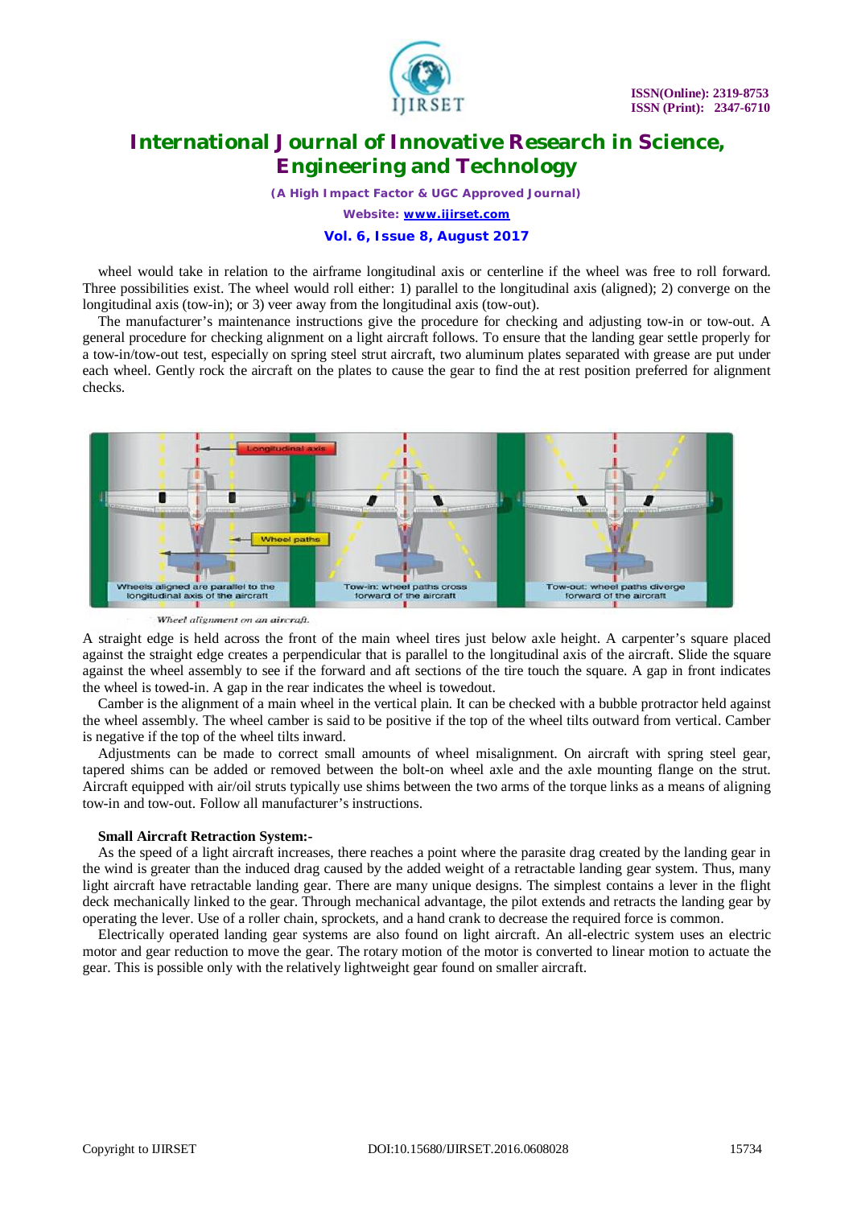wheel would take in relation to the airframe longitudinal axis or centerline if the wheel was free to roll forward. Three possibilities exist. The wheel would roll either: 1) parallel to the longitudinal axis (aligned); 2) converge on the longitudinal axis (tow-in); or 3) veer away from the longitudinal axis (tow-out).

The manufacturer's maintenance instructions give the procedure for checking and adjusting tow-in or tow-out. A general procedure for checking alignment on a light aircraft follows. To ensure that the landing gear settle properly for a tow-in/tow-out test, especially on spring steel strut aircraft, two aluminum plates separated with grease are put under each wheel. Gently rock the aircraft on the plates to cause the gear to find the at rest position preferred for alignment checks.

*Wheel alignment on an aircraft.*

A straight edge is held across the front of the main wheel tires just below axle height. A carpenter's square placed against the straight edge creates a perpendicular that is parallel to the longitudinal axis of the aircraft. Slide the square against the wheel assembly to see if the forward and aft sections of the tire touch the square. A gap in front indicates the wheel is towed-in. A gap in the rear indicates the wheel is towedout.

Camber is the alignment of a main wheel in the vertical plain. It can be checked with a bubble protractor held against the wheel assembly. The wheel camber is said to be positive if the top of the wheel tilts outward from vertical. Camber is negative if the top of the wheel tilts inward.

Adjustments can be made to correct small amounts of wheel misalignment. On aircraft with spring steel gear, tapered shims can be added or removed between the bolt-on wheel axle and the axle mounting flange on the strut. Aircraft equipped with air/oil struts typically use shims between the two arms of the torque links as a means of aligning tow-in and tow-out. Follow all manufacturer's instructions.

**Small Aircraft Retraction System:-**

As the speed of a light aircraft increases, there reaches a point where the parasite drag created by the landing gear in the wind is greater than the induced drag caused by the added weight of a retractable landing gear system. Thus, many light aircraft have retractable landing gear. There are many unique designs. The simplest contains a lever in the flight deck mechanically linked to the gear. Through mechanical advantage, the pilot extends and retracts the landing gear by operating the lever. Use of a roller chain, sprockets, and a hand crank to decrease the required force is common.

Electrically operated landing gear systems are also found on light aircraft. An all-electric system uses an electric motor and gear reduction to move the gear. The rotary motion of the motor is converted to linear motion to actuate the gear. This is possible only with the relatively lightweight gear found on smaller aircraft.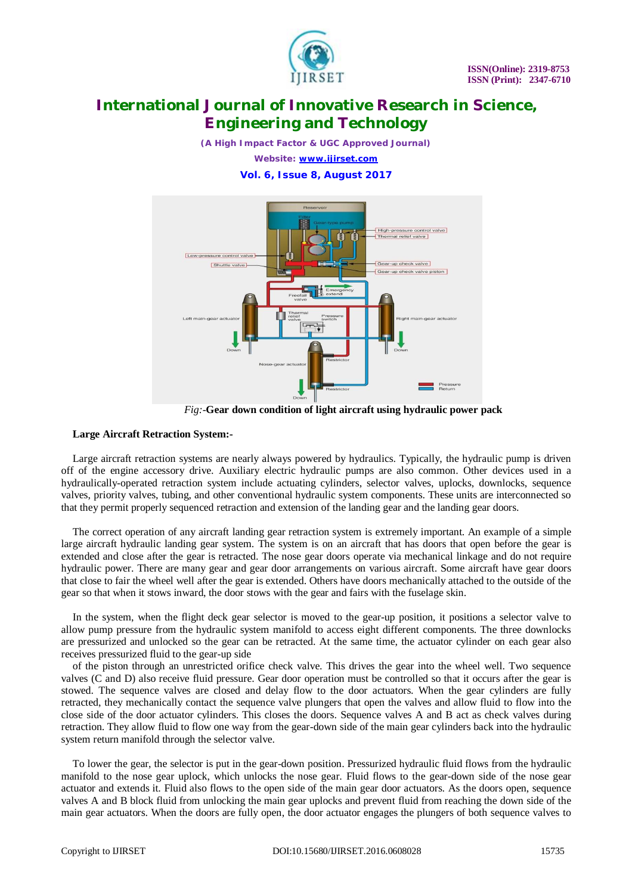*Fig:*-**Gear down condition of light aircraft using hydraulic power pack**

**Large Aircraft Retraction System:-**

Large aircraft retraction systems are nearly always powered by hydraulics. Typically, the hydraulic pump is driven off of the engine accessory drive. Auxiliary electric hydraulic pumps are also common. Other devices used in a hydraulically-operated retraction system include actuating cylinders, selector valves, uplocks, downlocks, sequence valves, priority valves, tubing, and other conventional hydraulic system components. These units are interconnected so that they permit properly sequenced retraction and extension of the landing gear and the landing gear doors.

The correct operation of any aircraft landing gear retraction system is extremely important. An example of a simple large aircraft hydraulic landing gear system. The system is on an aircraft that has doors that open before the gear is extended and close after the gear is retracted. The nose gear doors operate via mechanical linkage and do not require hydraulic power. There are many gear and gear door arrangements on various aircraft. Some aircraft have gear doors that close to fair the wheel well after the gear is extended. Others have doors mechanically attached to the outside of the gear so that when it stows inward, the door stows with the gear and fairs with the fuselage skin.

In the system, when the flight deck gear selector is moved to the gear-up position, it positions a selector valve to allow pump pressure from the hydraulic system manifold to access eight different components. The three downlocks are pressurized and unlocked so the gear can be retracted. At the same time, the actuator cylinder on each gear also receives pressurized fluid to the gear-up side

of the piston through an unrestricted orifice check valve. This drives the gear into the wheel well. Two sequence valves (C and D) also receive fluid pressure. Gear door operation must be controlled so that it occurs after the gear is stowed. The sequence valves are closed and delay flow to the door actuators. When the gear cylinders are fully retracted, they mechanically contact the sequence valve plungers that open the valves and allow fluid to flow into the close side of the door actuator cylinders. This closes the doors. Sequence valves A and B act as check valves during retraction. They allow fluid to flow one way from the gear-down side of the main gear cylinders back into the hydraulic system return manifold through the selector valve.

To lower the gear, the selector is put in the gear-down position. Pressurized hydraulic fluid flows from the hydraulic manifold to the nose gear uplock, which unlocks the nose gear. Fluid flows to the gear-down side of the nose gear actuator and extends it. Fluid also flows to the open side of the main gear door actuators. As the doors open, sequence valves A and B block fluid from unlocking the main gear uplocks and prevent fluid from reaching the down side of the main gear actuators. When the doors are fully open, the door actuator engages the plungers of both sequence valves to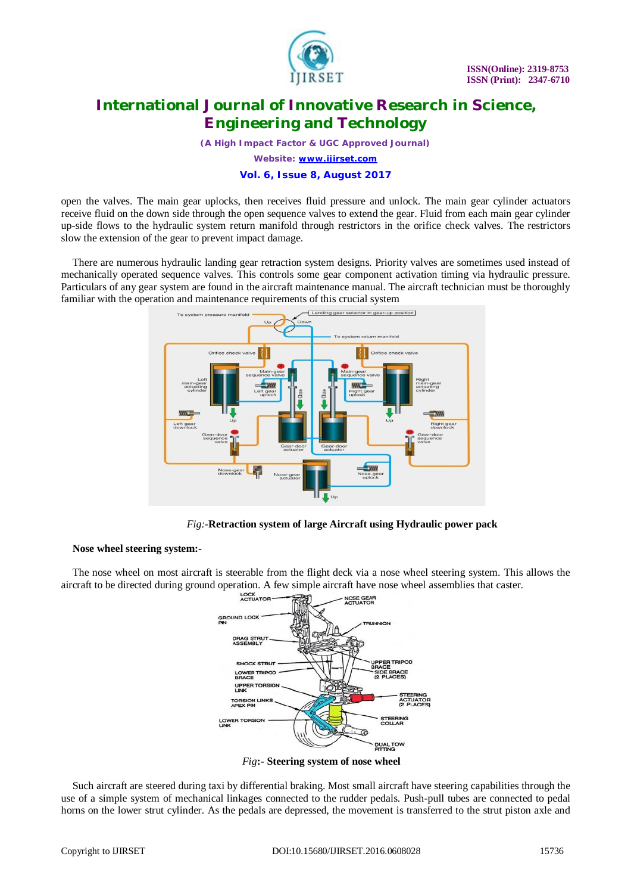open the valves. The main gear uplocks, then receives fluid pressure and unlock. The main gear cylinder actuators receive fluid on the down side through the open sequence valves to extend the gear. Fluid from each main gear cylinder up-side flows to the hydraulic system return manifold through restrictors in the orifice check valves. The restrictors slow the extension of the gear to prevent impact damage.

There are numerous hydraulic landing gear retraction system designs. Priority valves are sometimes used instead of mechanically operated sequence valves. This controls some gear component activation timing via hydraulic pressure. Particulars of any gear system are found in the aircraft maintenance manual. The aircraft technician must be thoroughly familiar with the operation and maintenance requirements of this crucial system

*Fig:-***Retraction system of large Aircraft using Hydraulic power pack**

**Nose wheel steering system:-**

The nose wheel on most aircraft is steerable from the flight deck via a nose wheel steering system. This allows the aircraft to be directed during ground operation. A few simple aircraft have nose wheel assemblies that caster.

*Fig***:- Steering system of nose wheel**

Such aircraft are steered during taxi by differential braking. Most small aircraft have steering capabilities through the use of a simple system of mechanical linkages connected to the rudder pedals. Push-pull tubes are connected to pedal horns on the lower strut cylinder. As the pedals are depressed, the movement is transferred to the strut piston axle and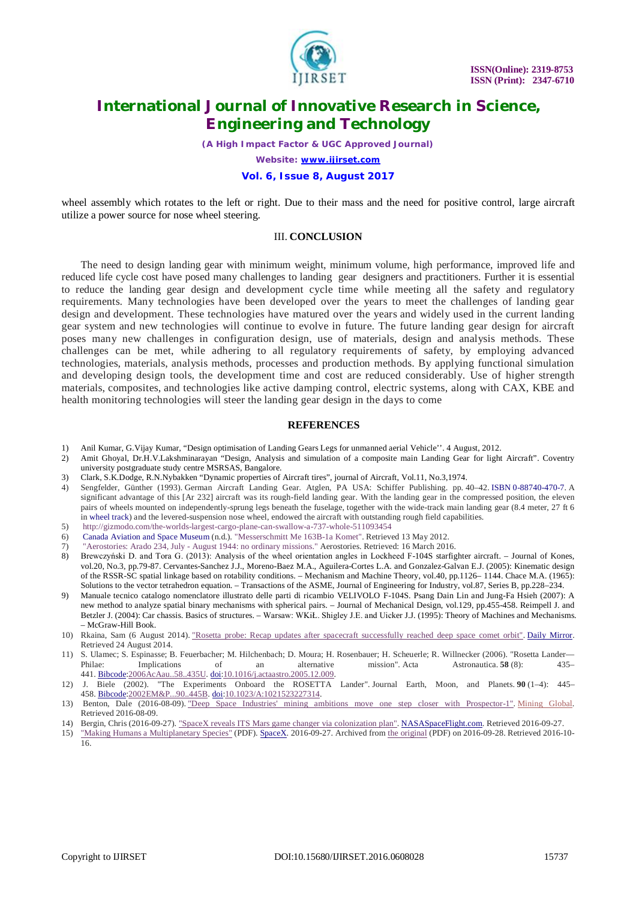wheel assembly which rotates to the left or right. Due to their mass and the need for positive control, large aircraft utilize a power source for nose wheel steering.

## III. CONCLUSION

The need to design landing gear with minimum weight, minimum volume, high performance, improved life and reduced life cycle cost have posed many challenges to landing gear designers and practitioners. Further it is essential to reduce the landing gear design and development cycle time while meeting all the safety and regulatory requirements. Many technologies have been developed over the years to meet the challenges of landing gear design and development. These technologies have matured over the years and widely used in the current landing gear system and new technologies will continue to evolve in future. The future landing gear design for aircraft poses many new challenges in configuration design, use of materials, design and analysis methods. These challenges can be met, while adhering to all regulatory requirements of safety, by employing advanced technologies, materials, analysis methods, processes and production methods. By applying functional simulation and developing design tools, the development time and cost are reduced considerably. Use of higher strength materials, composites, and technologies like active damping control, electric systems, along with CAX, KBE and health monitoring technologies will steer the landing gear design in the days to come

## REFERENCES

1) Anil Kumar, G.Vijay Kumar, "Design optimisation of Landing Gears Legs for unmanned aerial Vehicle''. 4 August, 2012.
2) Amit Ghoyal, Dr.H.V.Lakshminarayan "Design, Analysis and simulation of a composite main Landing Gear for light Aircraft". Coventry university postgraduate study centre MSRSAS, Bangalore.
3) Clark, S.K.Dodge, R.N.Nybakken "Dynamic properties of Aircraft tires", journal of Aircraft, Vol.11, No.3,1974.
4) Sengfelder, Günther (1993). German Aircraft Landing Gear. Atglen, PA USA: Schiffer Publishing. pp. 40–42. ISBN 0-88740-470-7. A significant advantage of this [Ar 232] aircraft was its rough-field landing gear. With the landing gear in the compressed position, the eleven pairs of wheels mounted on independently-sprung legs beneath the fuselage, together with the wide-track main landing gear (8.4 meter, 27 ft 6 in wheel track) and the levered-suspension nose wheel, endowed the aircraft with outstanding rough field capabilities.
5) http://gizmodo.com/the-worlds-largest-cargo-plane-can-swallow-a-737-whole-511093454
6) Canada Aviation and Space Museum (n.d.). "Messerschmitt Me 163B-1a Komet". Retrieved 13 May 2012.
7) "Aerostories: Arado 234, July - August 1944: no ordinary missions." Aerostories. Retrieved: 16 March 2016.
8) Brewczyński D. and Tora G. (2013): Analysis of the wheel orientation angles in Lockheed F-104S starfighter aircraft. – Journal of Kones, vol.20, No.3, pp.79-87. Cervantes-Sanchez J.J., Moreno-Baez M.A., Aguilera-Cortes L.A. and Gonzalez-Galvan E.J. (2005): Kinematic design of the RSSR-SC spatial linkage based on rotability conditions. – Mechanism and Machine Theory, vol.40, pp.1126– 1144. Chace M.A. (1965): Solutions to the vector tetrahedron equation. – Transactions of the ASME, Journal of Engineering for Industry, vol.87, Series B, pp.228–234.
9) Manuale tecnico catalogo nomenclatore illustrato delle parti di ricambio VELIVOLO F-104S. Psang Dain Lin and Jung-Fa Hsieh (2007): A new method to analyze spatial binary mechanisms with spherical pairs. – Journal of Mechanical Design, vol.129, pp.455-458. Reimpell J. and Betzler J. (2004): Car chassis. Basics of structures. – Warsaw: WKiŁ. Shigley J.E. and Uicker J.J. (1995): Theory of Machines and Mechanisms. – McGraw-Hill Book.
10) Rkaina, Sam (6 August 2014). "Rosetta probe: Recap updates after spacecraft successfully reached deep space comet orbit". Daily Mirror. Retrieved 24 August 2014.
11) S. Ulamec; S. Espinasse; B. Feuerbacher; M. Hilchenbach; D. Moura; H. Rosenbauer; H. Scheuerle; R. Willnecker (2006). "Rosetta Lander—Philae: Implications of an alternative mission". Acta Astronautica. **58** (8): 435–441. Bibcode:2006AcAau..58..435U. doi:10.1016/j.actaastro.2005.12.009.
12) J. Biele (2002). "The Experiments Onboard the ROSETTA Lander". Journal Earth, Moon, and Planets. **90** (1–4): 445–458. Bibcode:2002EM&P...90..445B. doi:10.1023/A:1021523227314.
13) Benton, Dale (2016-08-09). "Deep Space Industries' mining ambitions move one step closer with Prospector-1". Mining Global. Retrieved 2016-08-09.
14) Bergin, Chris (2016-09-27). "SpaceX reveals ITS Mars game changer via colonization plan". NASASpaceFlight.com. Retrieved 2016-09-27.
15) "Making Humans a Multiplanetary Species" (PDF). SpaceX. 2016-09-27. Archived from the original (PDF) on 2016-09-28. Retrieved 2016-10-16.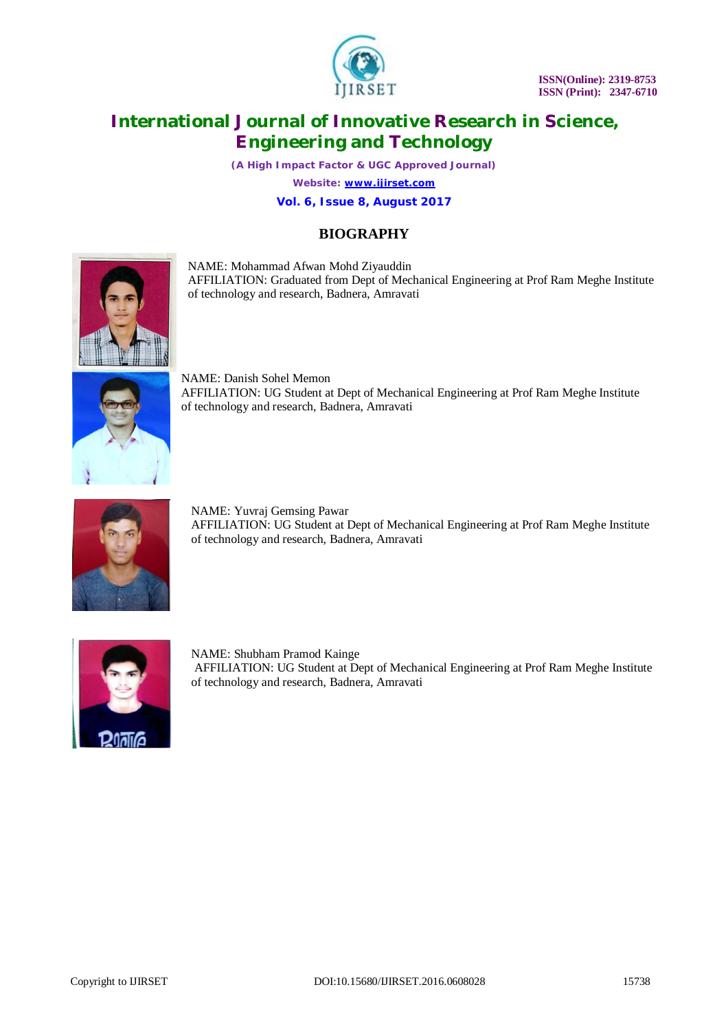## BIOGRAPHY

NAME: Mohammad Afwan Mohd Ziyauddin
AFFILIATION: Graduated from Dept of Mechanical Engineering at Prof Ram Meghe Institute of technology and research, Badnera, Amravati

NAME: Danish Sohel Memon
AFFILIATION: UG Student at Dept of Mechanical Engineering at Prof Ram Meghe Institute of technology and research, Badnera, Amravati

NAME: Yuvraj Gemsing Pawar
AFFILIATION: UG Student at Dept of Mechanical Engineering at Prof Ram Meghe Institute of technology and research, Badnera, Amravati

NAME: Shubham Pramod Kainge
AFFILIATION: UG Student at Dept of Mechanical Engineering at Prof Ram Meghe Institute of technology and research, Badnera, Amravati